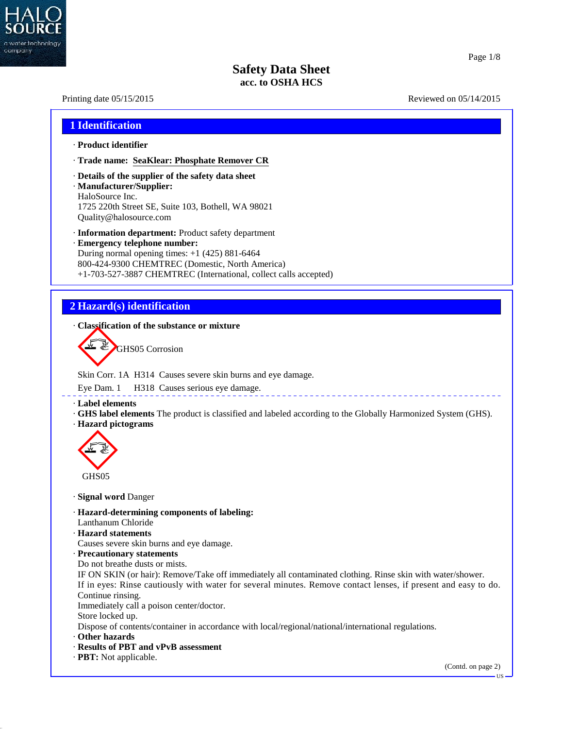# Safety Data Sheet
**acc. to OSHA HCS**

Printing date 05/15/2015 Reviewed on 05/14/2015

## 1 Identification

· **Product identifier**

· **Trade name:** **SeaKlear: Phosphate Remover CR**

· **Details of the supplier of the safety data sheet**
· **Manufacturer/Supplier:**
HaloSource Inc.
1725 220th Street SE, Suite 103, Bothell, WA 98021
Quality@halosource.com

· **Information department:** Product safety department
· **Emergency telephone number:**
During normal opening times: +1 (425) 881-6464
800-424-9300 CHEMTREC (Domestic, North America)
+1-703-527-3887 CHEMTREC (International, collect calls accepted)

## 2 Hazard(s) identification

· **Classification of the substance or mixture**

GHS05 Corrosion

Skin Corr. 1A H314 Causes severe skin burns and eye damage.

Eye Dam. 1 H318 Causes serious eye damage.

· **Label elements**
· **GHS label elements** The product is classified and labeled according to the Globally Harmonized System (GHS).
· **Hazard pictograms**

GHS05

· **Signal word** Danger

· **Hazard-determining components of labeling:**
Lanthanum Chloride
· **Hazard statements**
Causes severe skin burns and eye damage.
· **Precautionary statements**
Do not breathe dusts or mists.
IF ON SKIN (or hair): Remove/Take off immediately all contaminated clothing. Rinse skin with water/shower.
If in eyes: Rinse cautiously with water for several minutes. Remove contact lenses, if present and easy to do. Continue rinsing.
Immediately call a poison center/doctor.
Store locked up.
Dispose of contents/container in accordance with local/regional/national/international regulations.
· **Other hazards**
· **Results of PBT and vPvB assessment**
· **PBT:** Not applicable.

(Contd. on page 2)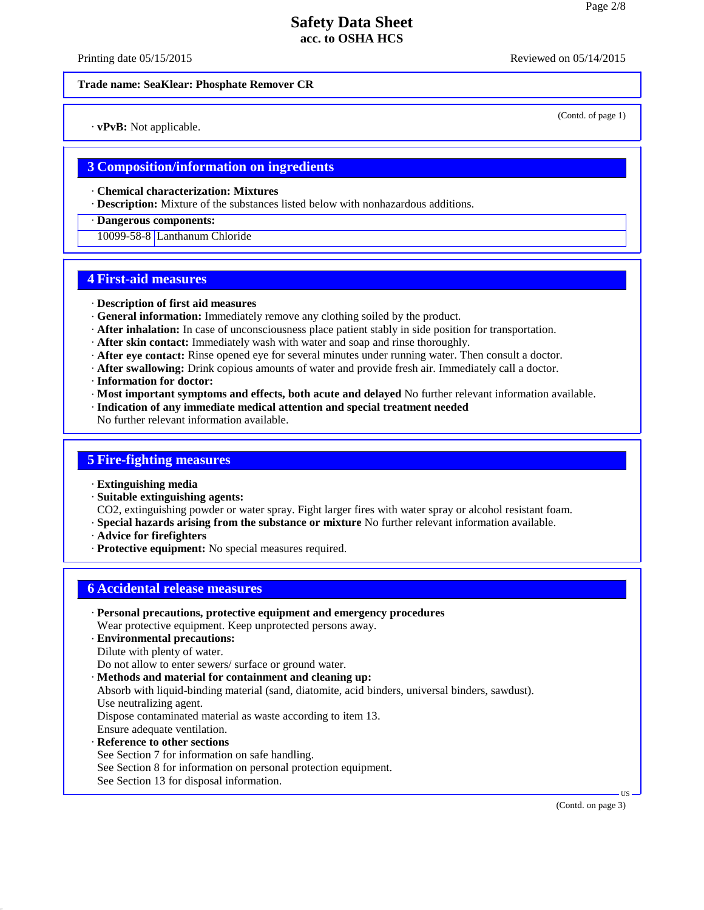(Contd. of page 1)

· **vPvB:** Not applicable.

## 3 Composition/information on ingredients

· **Chemical characterization: Mixtures**
· **Description:** Mixture of the substances listed below with nonhazardous additions.

| · Dangerous components: | |
|---|---|
| 10099-58-8 | Lanthanum Chloride |

## 4 First-aid measures

· **Description of first aid measures**
· **General information:** Immediately remove any clothing soiled by the product.
· **After inhalation:** In case of unconsciousness place patient stably in side position for transportation.
· **After skin contact:** Immediately wash with water and soap and rinse thoroughly.
· **After eye contact:** Rinse opened eye for several minutes under running water. Then consult a doctor.
· **After swallowing:** Drink copious amounts of water and provide fresh air. Immediately call a doctor.
· **Information for doctor:**
· **Most important symptoms and effects, both acute and delayed** No further relevant information available.
· **Indication of any immediate medical attention and special treatment needed**
No further relevant information available.

## 5 Fire-fighting measures

· **Extinguishing media**
· **Suitable extinguishing agents:**
CO2, extinguishing powder or water spray. Fight larger fires with water spray or alcohol resistant foam.
· **Special hazards arising from the substance or mixture** No further relevant information available.
· **Advice for firefighters**
· **Protective equipment:** No special measures required.

## 6 Accidental release measures

· **Personal precautions, protective equipment and emergency procedures**
Wear protective equipment. Keep unprotected persons away.
· **Environmental precautions:**
Dilute with plenty of water.
Do not allow to enter sewers/ surface or ground water.
· **Methods and material for containment and cleaning up:**
Absorb with liquid-binding material (sand, diatomite, acid binders, universal binders, sawdust).
Use neutralizing agent.
Dispose contaminated material as waste according to item 13.
Ensure adequate ventilation.
· **Reference to other sections**
See Section 7 for information on safe handling.
See Section 8 for information on personal protection equipment.
See Section 13 for disposal information.

(Contd. on page 3)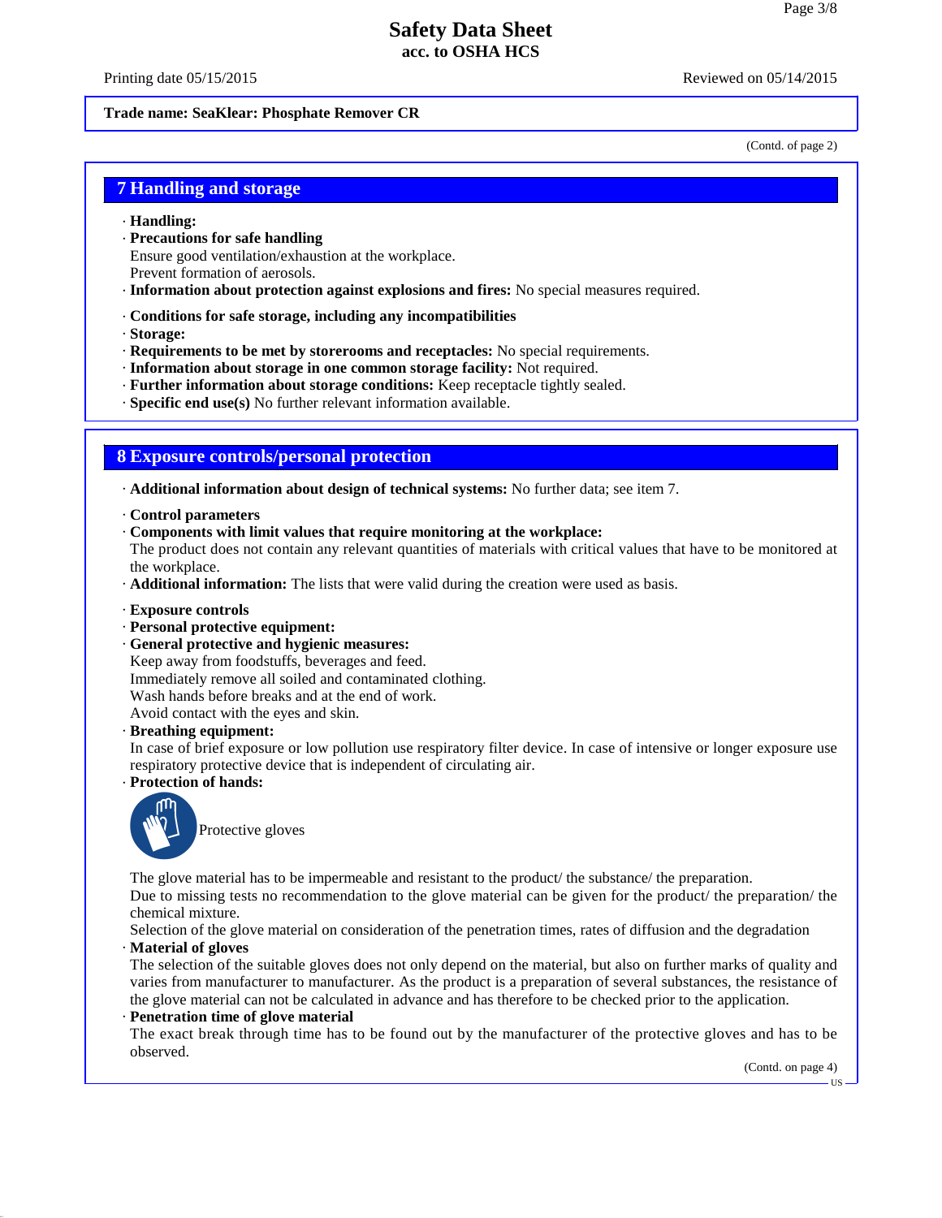Trade name: SeaKlear: Phosphate Remover CR

(Contd. of page 2)

## 7 Handling and storage

· **Handling:**
· **Precautions for safe handling**
Ensure good ventilation/exhaustion at the workplace.
Prevent formation of aerosols.
· **Information about protection against explosions and fires:** No special measures required.

· **Conditions for safe storage, including any incompatibilities**
· **Storage:**
· **Requirements to be met by storerooms and receptacles:** No special requirements.
· **Information about storage in one common storage facility:** Not required.
· **Further information about storage conditions:** Keep receptacle tightly sealed.
· **Specific end use(s)** No further relevant information available.

## 8 Exposure controls/personal protection

· **Additional information about design of technical systems:** No further data; see item 7.

· **Control parameters**
· **Components with limit values that require monitoring at the workplace:**
The product does not contain any relevant quantities of materials with critical values that have to be monitored at the workplace.
· **Additional information:** The lists that were valid during the creation were used as basis.

· **Exposure controls**
· **Personal protective equipment:**
· **General protective and hygienic measures:**
Keep away from foodstuffs, beverages and feed.
Immediately remove all soiled and contaminated clothing.
Wash hands before breaks and at the end of work.
Avoid contact with the eyes and skin.
· **Breathing equipment:**
In case of brief exposure or low pollution use respiratory filter device. In case of intensive or longer exposure use respiratory protective device that is independent of circulating air.
· **Protection of hands:**

Protective gloves

The glove material has to be impermeable and resistant to the product/ the substance/ the preparation.
Due to missing tests no recommendation to the glove material can be given for the product/ the preparation/ the chemical mixture.
Selection of the glove material on consideration of the penetration times, rates of diffusion and the degradation
· **Material of gloves**
The selection of the suitable gloves does not only depend on the material, but also on further marks of quality and varies from manufacturer to manufacturer. As the product is a preparation of several substances, the resistance of the glove material can not be calculated in advance and has therefore to be checked prior to the application.
· **Penetration time of glove material**
The exact break through time has to be found out by the manufacturer of the protective gloves and has to be observed.

(Contd. on page 4)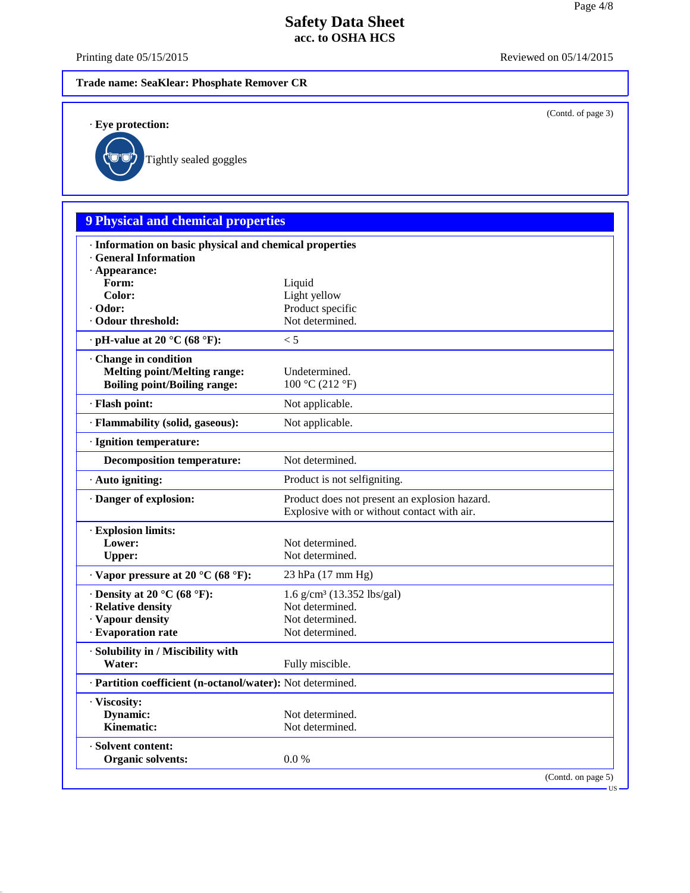**Safety Data Sheet**
**acc. to OSHA HCS**

Printing date 05/15/2015 Reviewed on 05/14/2015

**Trade name: SeaKlear: Phosphate Remover CR**

(Contd. of page 3)

· **Eye protection:**

Tightly sealed goggles

## 9 Physical and chemical properties

| | |
|---|---|
| · **Information on basic physical and chemical properties** | |
| · **General Information** | |
| · **Appearance:** | |
| **Form:** | Liquid |
| **Color:** | Light yellow |
| · **Odor:** | Product specific |
| · **Odour threshold:** | Not determined. |
| · **pH-value at 20 °C (68 °F):** | < 5 |
| · **Change in condition** | |
| **Melting point/Melting range:** | Undetermined. |
| **Boiling point/Boiling range:** | 100 °C (212 °F) |
| · **Flash point:** | Not applicable. |
| · **Flammability (solid, gaseous):** | Not applicable. |
| · **Ignition temperature:** | |
| **Decomposition temperature:** | Not determined. |
| · **Auto igniting:** | Product is not selfigniting. |
| · **Danger of explosion:** | Product does not present an explosion hazard. Explosive with or without contact with air. |
| · **Explosion limits:** | |
| **Lower:** | Not determined. |
| **Upper:** | Not determined. |
| · **Vapor pressure at 20 °C (68 °F):** | 23 hPa (17 mm Hg) |
| · **Density at 20 °C (68 °F):** | 1.6 g/cm³ (13.352 lbs/gal) |
| · **Relative density** | Not determined. |
| · **Vapour density** | Not determined. |
| · **Evaporation rate** | Not determined. |
| · **Solubility in / Miscibility with** | |
| **Water:** | Fully miscible. |
| · **Partition coefficient (n-octanol/water):** | Not determined. |
| · **Viscosity:** | |
| **Dynamic:** | Not determined. |
| **Kinematic:** | Not determined. |
| · **Solvent content:** | |
| **Organic solvents:** | 0.0 % |

(Contd. on page 5)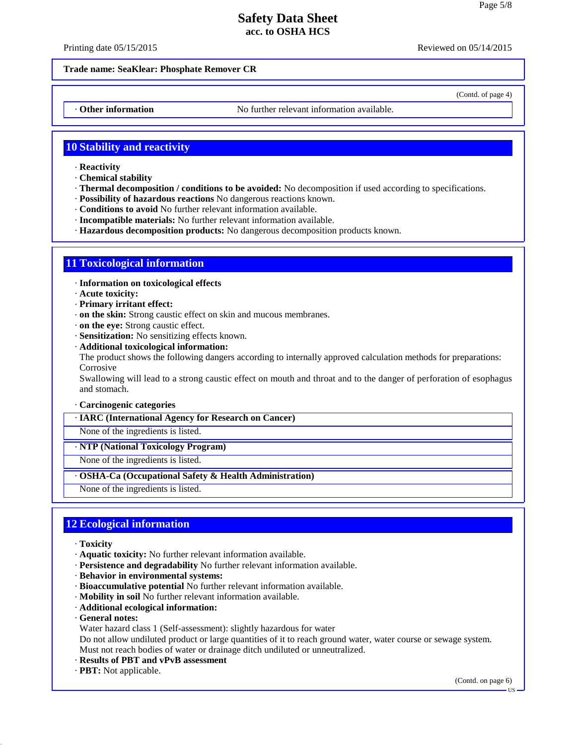**Trade name: SeaKlear: Phosphate Remover CR**

(Contd. of page 4)

· **Other information** No further relevant information available.

## 10 Stability and reactivity

· **Reactivity**
· **Chemical stability**
· **Thermal decomposition / conditions to be avoided:** No decomposition if used according to specifications.
· **Possibility of hazardous reactions** No dangerous reactions known.
· **Conditions to avoid** No further relevant information available.
· **Incompatible materials:** No further relevant information available.
· **Hazardous decomposition products:** No dangerous decomposition products known.

## 11 Toxicological information

· **Information on toxicological effects**
· **Acute toxicity:**
· **Primary irritant effect:**
· **on the skin:** Strong caustic effect on skin and mucous membranes.
· **on the eye:** Strong caustic effect.
· **Sensitization:** No sensitizing effects known.
· **Additional toxicological information:**
The product shows the following dangers according to internally approved calculation methods for preparations:
Corrosive
Swallowing will lead to a strong caustic effect on mouth and throat and to the danger of perforation of esophagus and stomach.

· **Carcinogenic categories**

· **IARC (International Agency for Research on Cancer)**
None of the ingredients is listed.

· **NTP (National Toxicology Program)**
None of the ingredients is listed.

· **OSHA-Ca (Occupational Safety & Health Administration)**
None of the ingredients is listed.

## 12 Ecological information

· **Toxicity**
· **Aquatic toxicity:** No further relevant information available.
· **Persistence and degradability** No further relevant information available.
· **Behavior in environmental systems:**
· **Bioaccumulative potential** No further relevant information available.
· **Mobility in soil** No further relevant information available.
· **Additional ecological information:**
· **General notes:**
Water hazard class 1 (Self-assessment): slightly hazardous for water
Do not allow undiluted product or large quantities of it to reach ground water, water course or sewage system.
Must not reach bodies of water or drainage ditch undiluted or unneutralized.
· **Results of PBT and vPvB assessment**
· **PBT:** Not applicable.

(Contd. on page 6)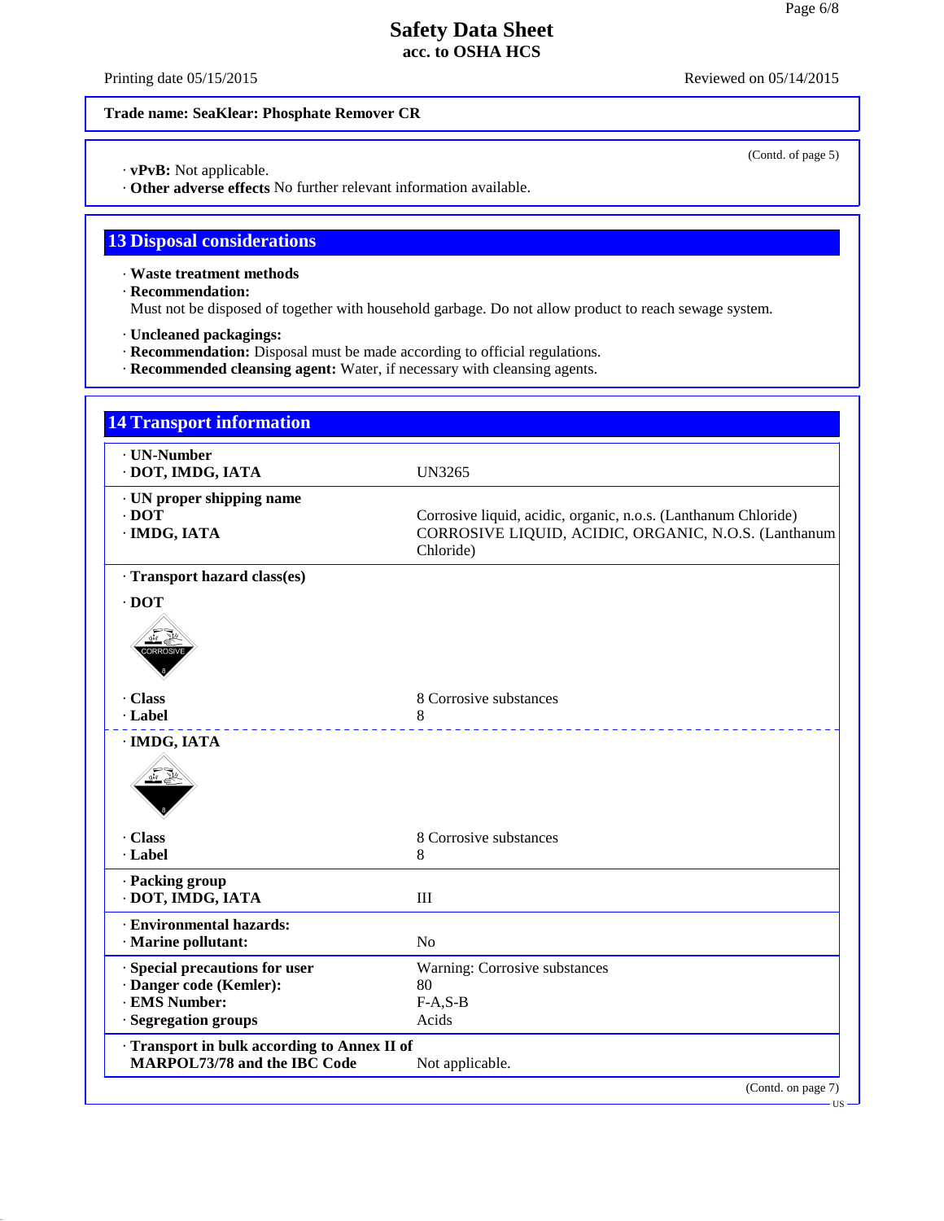**Trade name: SeaKlear: Phosphate Remover CR**

(Contd. of page 5)

· **vPvB:** Not applicable.
· **Other adverse effects** No further relevant information available.

## 13 Disposal considerations

· **Waste treatment methods**
· **Recommendation:**
Must not be disposed of together with household garbage. Do not allow product to reach sewage system.

· **Uncleaned packagings:**
· **Recommendation:** Disposal must be made according to official regulations.
· **Recommended cleansing agent:** Water, if necessary with cleansing agents.

## 14 Transport information

| | |
|---|---|
| · **UN-Number** | |
| · **DOT, IMDG, IATA** | UN3265 |
| · **UN proper shipping name** | |
| · **DOT** | Corrosive liquid, acidic, organic, n.o.s. (Lanthanum Chloride) |
| · **IMDG, IATA** | CORROSIVE LIQUID, ACIDIC, ORGANIC, N.O.S. (Lanthanum Chloride) |
| · **Transport hazard class(es)** | |
| · **DOT** | |
| · **Class** | 8 Corrosive substances |
| · **Label** | 8 |
| · **IMDG, IATA** | |
| · **Class** | 8 Corrosive substances |
| · **Label** | 8 |
| · **Packing group** | |
| · **DOT, IMDG, IATA** | III |
| · **Environmental hazards:** | |
| · **Marine pollutant:** | No |
| · **Special precautions for user** | Warning: Corrosive substances |
| · **Danger code (Kemler):** | 80 |
| · **EMS Number:** | F-A,S-B |
| · **Segregation groups** | Acids |
| · **Transport in bulk according to Annex II of MARPOL73/78 and the IBC Code** | Not applicable. |

(Contd. on page 7)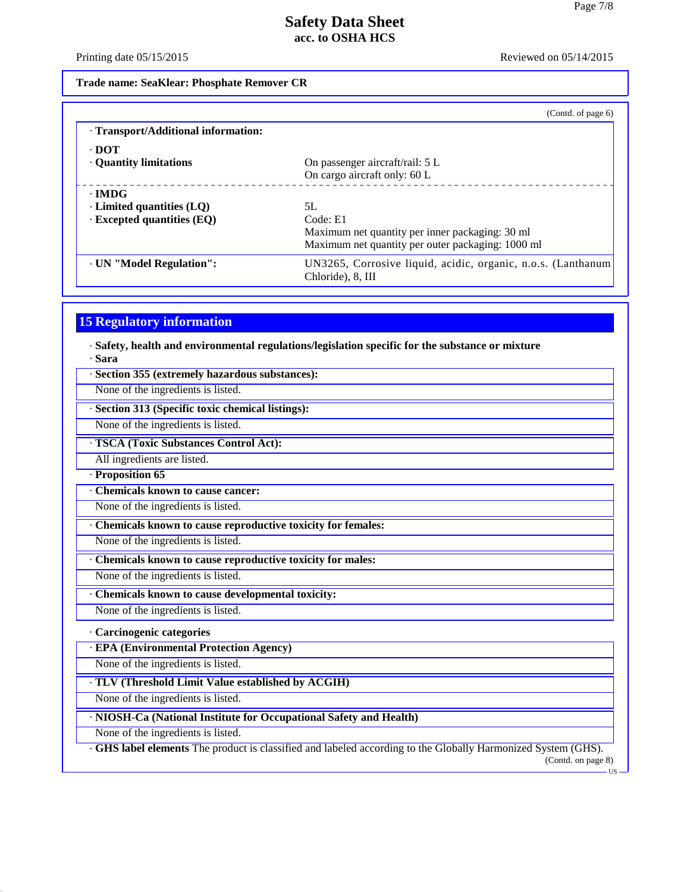**Trade name: SeaKlear: Phosphate Remover CR**

(Contd. of page 6)

· **Transport/Additional information:**

| | |
|---|---|
| · **DOT** | |
| · **Quantity limitations** | On passenger aircraft/rail: 5 L<br>On cargo aircraft only: 60 L |
| · **IMDG** | |
| · **Limited quantities (LQ)** | 5L |
| · **Excepted quantities (EQ)** | Code: E1<br>Maximum net quantity per inner packaging: 30 ml<br>Maximum net quantity per outer packaging: 1000 ml |
| · **UN "Model Regulation":** | UN3265, Corrosive liquid, acidic, organic, n.o.s. (Lanthanum Chloride), 8, III |

## 15 Regulatory information

· **Safety, health and environmental regulations/legislation specific for the substance or mixture**

· **Sara**

· **Section 355 (extremely hazardous substances):**

None of the ingredients is listed.

· **Section 313 (Specific toxic chemical listings):**

None of the ingredients is listed.

· **TSCA (Toxic Substances Control Act):**

All ingredients are listed.

· **Proposition 65**

· **Chemicals known to cause cancer:**

None of the ingredients is listed.

· **Chemicals known to cause reproductive toxicity for females:**

None of the ingredients is listed.

· **Chemicals known to cause reproductive toxicity for males:**

None of the ingredients is listed.

· **Chemicals known to cause developmental toxicity:**

None of the ingredients is listed.

· **Carcinogenic categories**

· **EPA (Environmental Protection Agency)**

None of the ingredients is listed.

· **TLV (Threshold Limit Value established by ACGIH)**

None of the ingredients is listed.

· **NIOSH-Ca (National Institute for Occupational Safety and Health)**

None of the ingredients is listed.

· **GHS label elements** The product is classified and labeled according to the Globally Harmonized System (GHS).

(Contd. on page 8)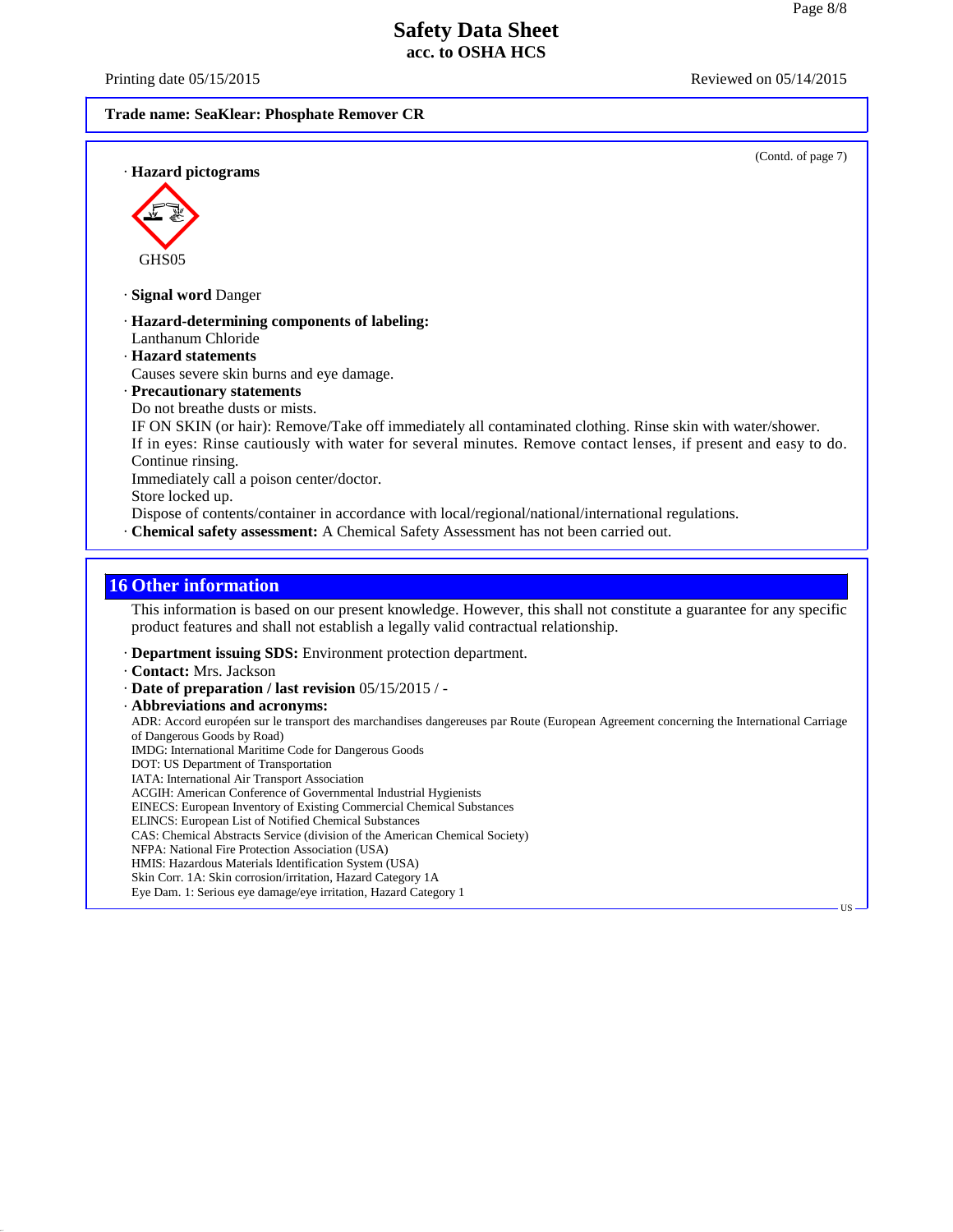**Trade name: SeaKlear: Phosphate Remover CR**

(Contd. of page 7)

· **Hazard pictograms**

GHS05

· **Signal word** Danger

· **Hazard-determining components of labeling:**
Lanthanum Chloride

· **Hazard statements**
Causes severe skin burns and eye damage.

· **Precautionary statements**
Do not breathe dusts or mists.
IF ON SKIN (or hair): Remove/Take off immediately all contaminated clothing. Rinse skin with water/shower.
If in eyes: Rinse cautiously with water for several minutes. Remove contact lenses, if present and easy to do. Continue rinsing.
Immediately call a poison center/doctor.
Store locked up.
Dispose of contents/container in accordance with local/regional/national/international regulations.

· **Chemical safety assessment:** A Chemical Safety Assessment has not been carried out.

## 16 Other information

This information is based on our present knowledge. However, this shall not constitute a guarantee for any specific product features and shall not establish a legally valid contractual relationship.

· **Department issuing SDS:** Environment protection department.

· **Contact:** Mrs. Jackson

· **Date of preparation / last revision** 05/15/2015 / -

· **Abbreviations and acronyms:**
ADR: Accord européen sur le transport des marchandises dangereuses par Route (European Agreement concerning the International Carriage of Dangerous Goods by Road)
IMDG: International Maritime Code for Dangerous Goods
DOT: US Department of Transportation
IATA: International Air Transport Association
ACGIH: American Conference of Governmental Industrial Hygienists
EINECS: European Inventory of Existing Commercial Chemical Substances
ELINCS: European List of Notified Chemical Substances
CAS: Chemical Abstracts Service (division of the American Chemical Society)
NFPA: National Fire Protection Association (USA)
HMIS: Hazardous Materials Identification System (USA)
Skin Corr. 1A: Skin corrosion/irritation, Hazard Category 1A
Eye Dam. 1: Serious eye damage/eye irritation, Hazard Category 1